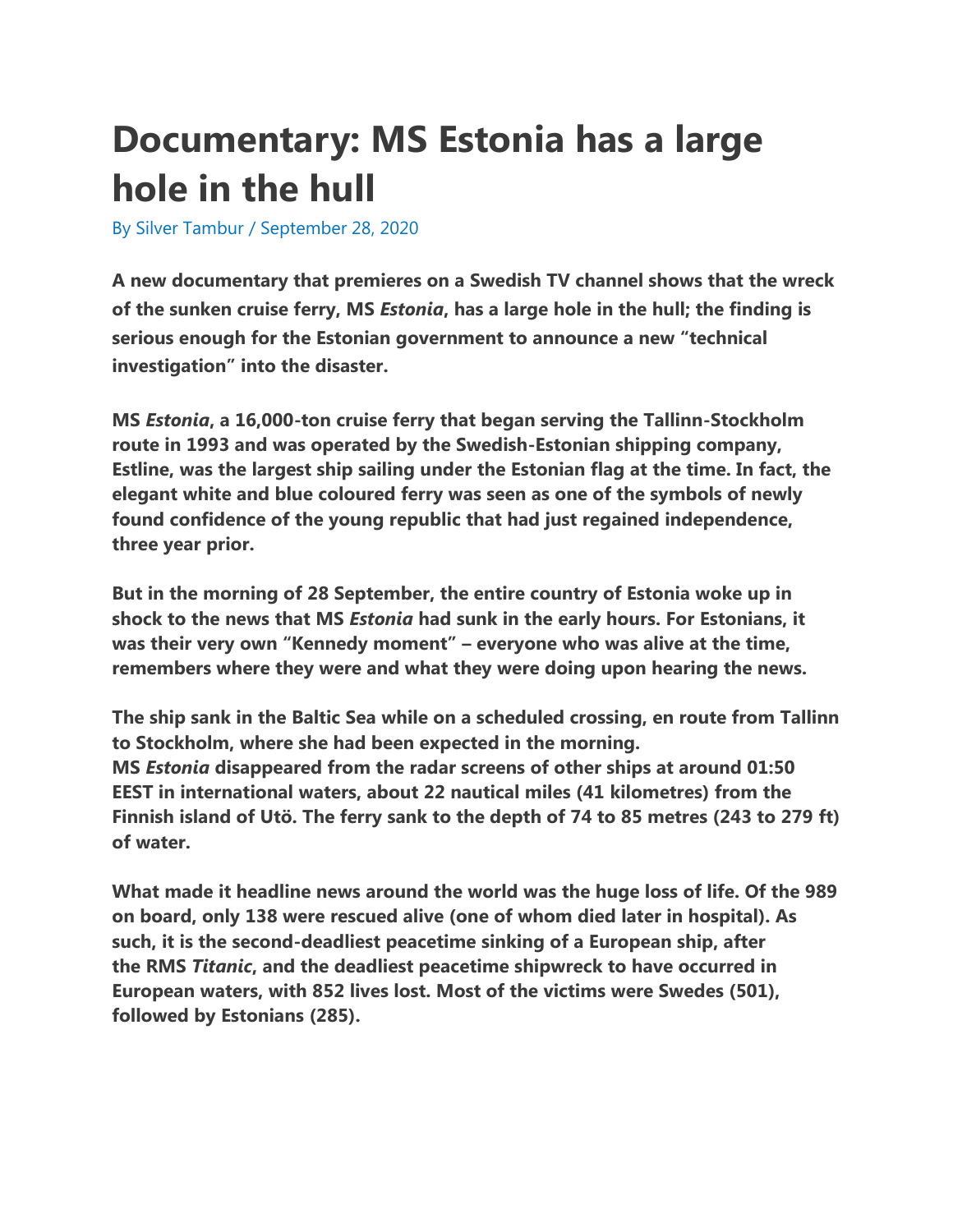# Documentary: MS Estonia has a large hole in the hull

By Silver Tambur / September 28, 2020

**A new documentary that premieres on a Swedish TV channel shows that the wreck of the sunken cruise ferry, MS *Estonia*, has a large hole in the hull; the finding is serious enough for the Estonian government to announce a new "technical investigation" into the disaster.**

**MS *Estonia*, a 16,000-ton cruise ferry that began serving the Tallinn-Stockholm route in 1993 and was operated by the Swedish-Estonian shipping company, Estline, was the largest ship sailing under the Estonian flag at the time. In fact, the elegant white and blue coloured ferry was seen as one of the symbols of newly found confidence of the young republic that had just regained independence, three year prior.**

**But in the morning of 28 September, the entire country of Estonia woke up in shock to the news that MS *Estonia* had sunk in the early hours. For Estonians, it was their very own "Kennedy moment" – everyone who was alive at the time, remembers where they were and what they were doing upon hearing the news.**

**The ship sank in the Baltic Sea while on a scheduled crossing, en route from Tallinn to Stockholm, where she had been expected in the morning. MS *Estonia* disappeared from the radar screens of other ships at around 01:50 EEST in international waters, about 22 nautical miles (41 kilometres) from the Finnish island of Utö. The ferry sank to the depth of 74 to 85 metres (243 to 279 ft) of water.**

**What made it headline news around the world was the huge loss of life. Of the 989 on board, only 138 were rescued alive (one of whom died later in hospital). As such, it is the second-deadliest peacetime sinking of a European ship, after the RMS *Titanic*, and the deadliest peacetime shipwreck to have occurred in European waters, with 852 lives lost. Most of the victims were Swedes (501), followed by Estonians (285).**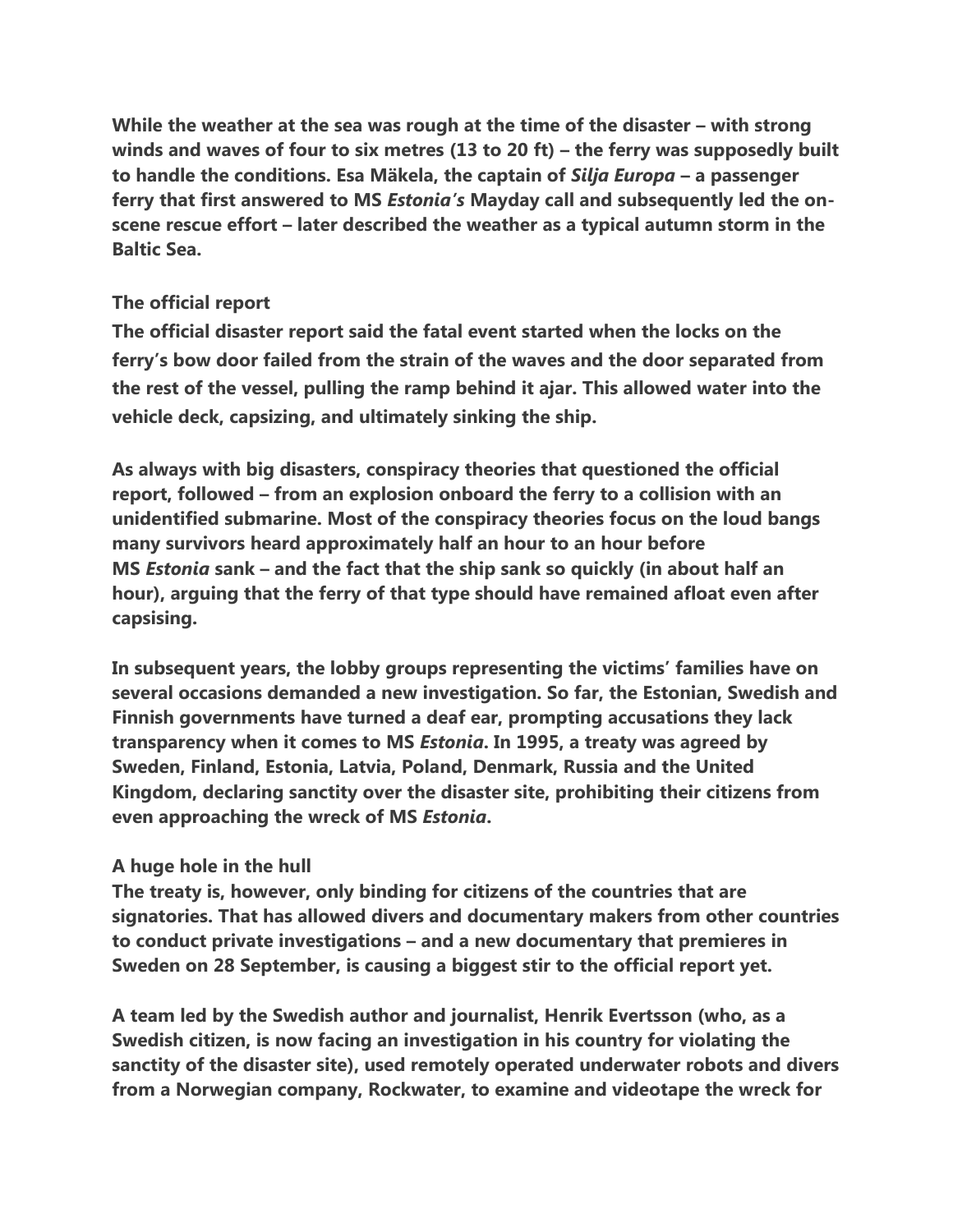While the weather at the sea was rough at the time of the disaster – with strong winds and waves of four to six metres (13 to 20 ft) – the ferry was supposedly built to handle the conditions. Esa Mäkela, the captain of *Silja Europa* – a passenger ferry that first answered to MS *Estonia's* Mayday call and subsequently led the on-scene rescue effort – later described the weather as a typical autumn storm in the Baltic Sea.

## The official report

The official disaster report said the fatal event started when the locks on the ferry's bow door failed from the strain of the waves and the door separated from the rest of the vessel, pulling the ramp behind it ajar. This allowed water into the vehicle deck, capsizing, and ultimately sinking the ship.

As always with big disasters, conspiracy theories that questioned the official report, followed – from an explosion onboard the ferry to a collision with an unidentified submarine. Most of the conspiracy theories focus on the loud bangs many survivors heard approximately half an hour to an hour before MS *Estonia* sank – and the fact that the ship sank so quickly (in about half an hour), arguing that the ferry of that type should have remained afloat even after capsising.

In subsequent years, the lobby groups representing the victims' families have on several occasions demanded a new investigation. So far, the Estonian, Swedish and Finnish governments have turned a deaf ear, prompting accusations they lack transparency when it comes to MS *Estonia*. In 1995, a treaty was agreed by Sweden, Finland, Estonia, Latvia, Poland, Denmark, Russia and the United Kingdom, declaring sanctity over the disaster site, prohibiting their citizens from even approaching the wreck of MS *Estonia*.

## A huge hole in the hull

The treaty is, however, only binding for citizens of the countries that are signatories. That has allowed divers and documentary makers from other countries to conduct private investigations – and a new documentary that premieres in Sweden on 28 September, is causing a biggest stir to the official report yet.

A team led by the Swedish author and journalist, Henrik Evertsson (who, as a Swedish citizen, is now facing an investigation in his country for violating the sanctity of the disaster site), used remotely operated underwater robots and divers from a Norwegian company, Rockwater, to examine and videotape the wreck for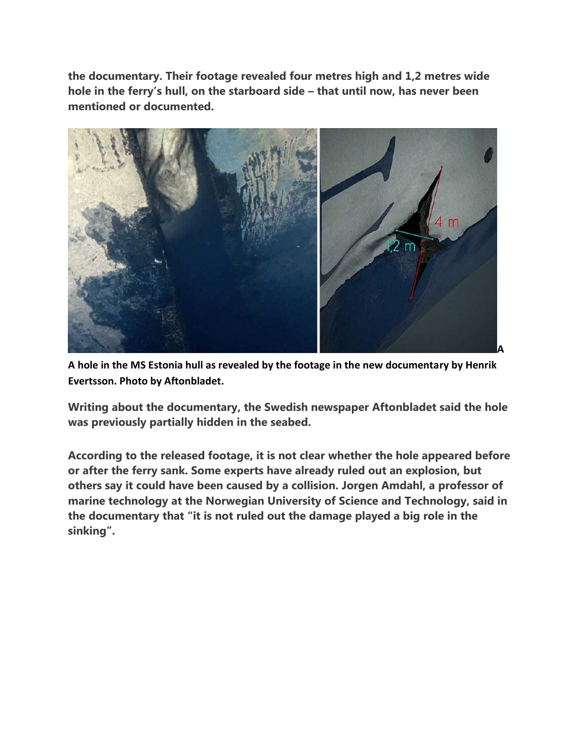**the documentary. Their footage revealed four metres high and 1,2 metres wide hole in the ferry's hull, on the starboard side – that until now, has never been mentioned or documented.**

**A**

**A hole in the MS Estonia hull as revealed by the footage in the new documentary by Henrik Evertsson. Photo by Aftonbladet.**

**Writing about the documentary, the Swedish newspaper Aftonbladet said the hole was previously partially hidden in the seabed.**

**According to the released footage, it is not clear whether the hole appeared before or after the ferry sank. Some experts have already ruled out an explosion, but others say it could have been caused by a collision. Jorgen Amdahl, a professor of marine technology at the Norwegian University of Science and Technology, said in the documentary that "it is not ruled out the damage played a big role in the sinking".**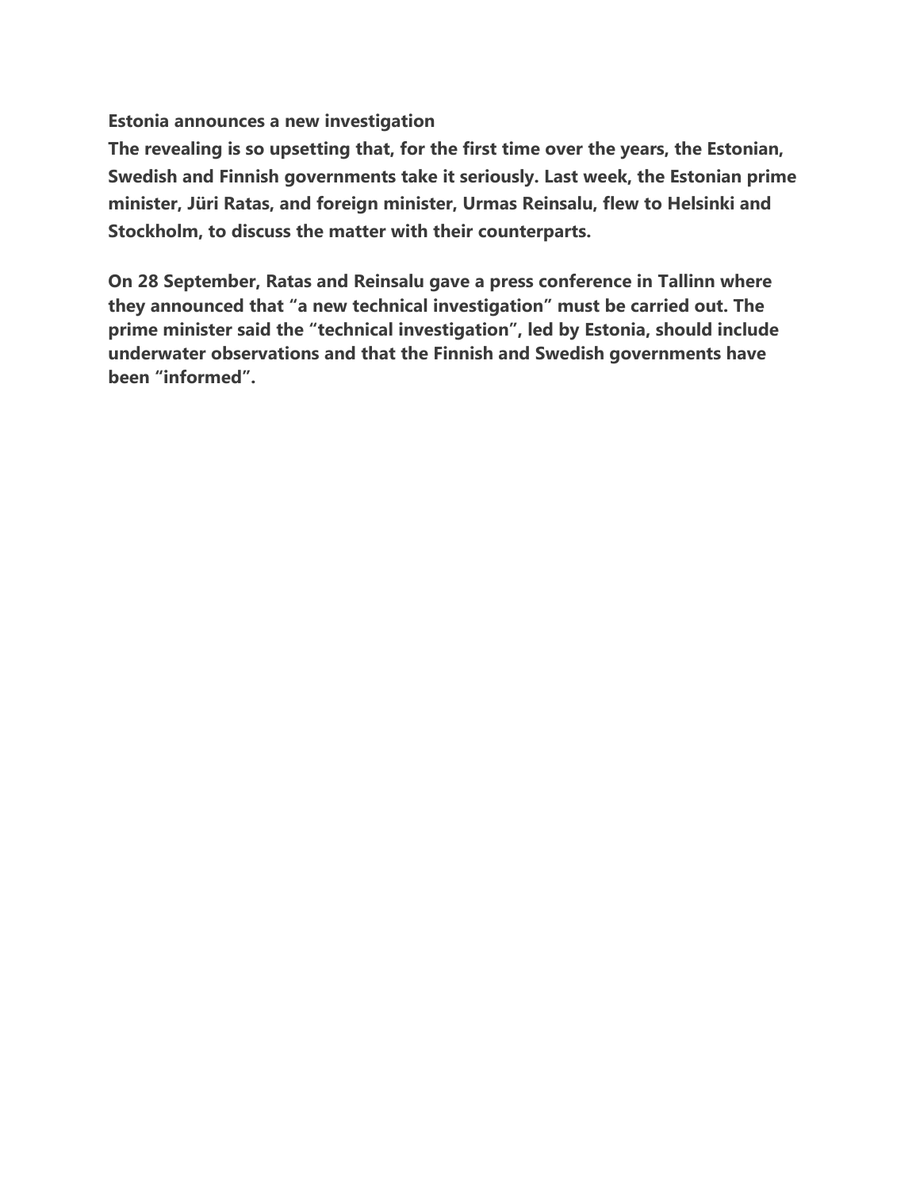**Estonia announces a new investigation**

**The revealing is so upsetting that, for the first time over the years, the Estonian, Swedish and Finnish governments take it seriously. Last week, the Estonian prime minister, Jüri Ratas, and foreign minister, Urmas Reinsalu, flew to Helsinki and Stockholm, to discuss the matter with their counterparts.**

**On 28 September, Ratas and Reinsalu gave a press conference in Tallinn where they announced that "a new technical investigation" must be carried out. The prime minister said the "technical investigation", led by Estonia, should include underwater observations and that the Finnish and Swedish governments have been "informed".**